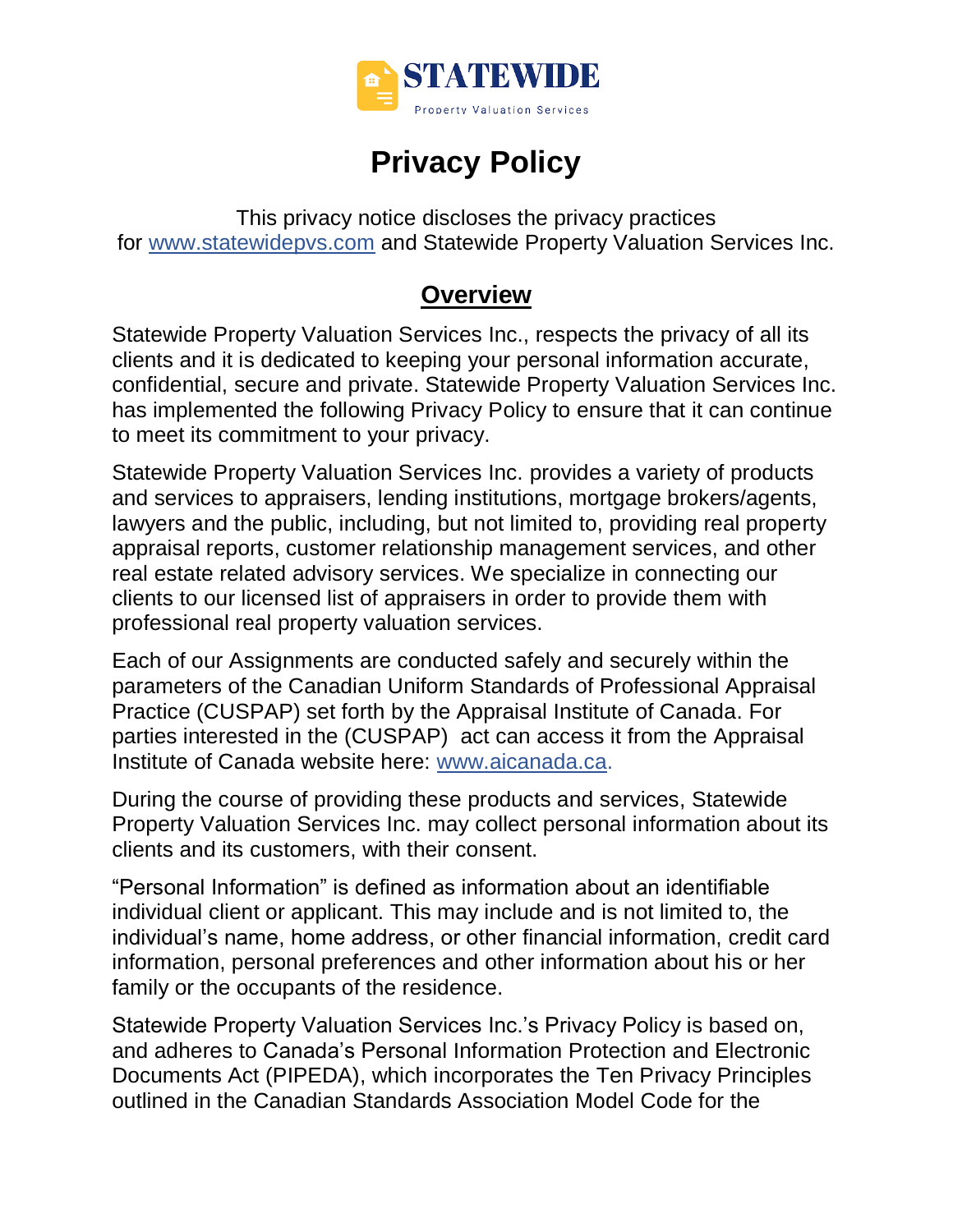STATEWIDE

Property Valuation Services

# Privacy Policy

This privacy notice discloses the privacy practices for www.statewidepvs.com and Statewide Property Valuation Services Inc.

## Overview

Statewide Property Valuation Services Inc., respects the privacy of all its clients and it is dedicated to keeping your personal information accurate, confidential, secure and private. Statewide Property Valuation Services Inc. has implemented the following Privacy Policy to ensure that it can continue to meet its commitment to your privacy.

Statewide Property Valuation Services Inc. provides a variety of products and services to appraisers, lending institutions, mortgage brokers/agents, lawyers and the public, including, but not limited to, providing real property appraisal reports, customer relationship management services, and other real estate related advisory services. We specialize in connecting our clients to our licensed list of appraisers in order to provide them with professional real property valuation services.

Each of our Assignments are conducted safely and securely within the parameters of the Canadian Uniform Standards of Professional Appraisal Practice (CUSPAP) set forth by the Appraisal Institute of Canada. For parties interested in the (CUSPAP) act can access it from the Appraisal Institute of Canada website here: www.aicanada.ca.

During the course of providing these products and services, Statewide Property Valuation Services Inc. may collect personal information about its clients and its customers, with their consent.

"Personal Information" is defined as information about an identifiable individual client or applicant. This may include and is not limited to, the individual's name, home address, or other financial information, credit card information, personal preferences and other information about his or her family or the occupants of the residence.

Statewide Property Valuation Services Inc.'s Privacy Policy is based on, and adheres to Canada's Personal Information Protection and Electronic Documents Act (PIPEDA), which incorporates the Ten Privacy Principles outlined in the Canadian Standards Association Model Code for the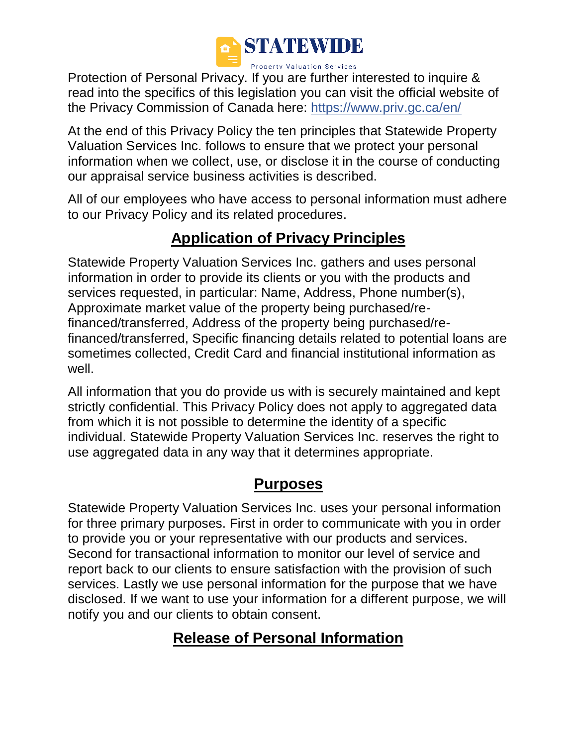Protection of Personal Privacy. If you are further interested to inquire & read into the specifics of this legislation you can visit the official website of the Privacy Commission of Canada here: [https://www.priv.gc.ca/en/](https://www.priv.gc.ca/en/)

At the end of this Privacy Policy the ten principles that Statewide Property Valuation Services Inc. follows to ensure that we protect your personal information when we collect, use, or disclose it in the course of conducting our appraisal service business activities is described.

All of our employees who have access to personal information must adhere to our Privacy Policy and its related procedures.

## Application of Privacy Principles

Statewide Property Valuation Services Inc. gathers and uses personal information in order to provide its clients or you with the products and services requested, in particular: Name, Address, Phone number(s), Approximate market value of the property being purchased/re-financed/transferred, Address of the property being purchased/re-financed/transferred, Specific financing details related to potential loans are sometimes collected, Credit Card and financial institutional information as well.

All information that you do provide us with is securely maintained and kept strictly confidential. This Privacy Policy does not apply to aggregated data from which it is not possible to determine the identity of a specific individual. Statewide Property Valuation Services Inc. reserves the right to use aggregated data in any way that it determines appropriate.

## Purposes

Statewide Property Valuation Services Inc. uses your personal information for three primary purposes. First in order to communicate with you in order to provide you or your representative with our products and services. Second for transactional information to monitor our level of service and report back to our clients to ensure satisfaction with the provision of such services. Lastly we use personal information for the purpose that we have disclosed. If we want to use your information for a different purpose, we will notify you and our clients to obtain consent.

## Release of Personal Information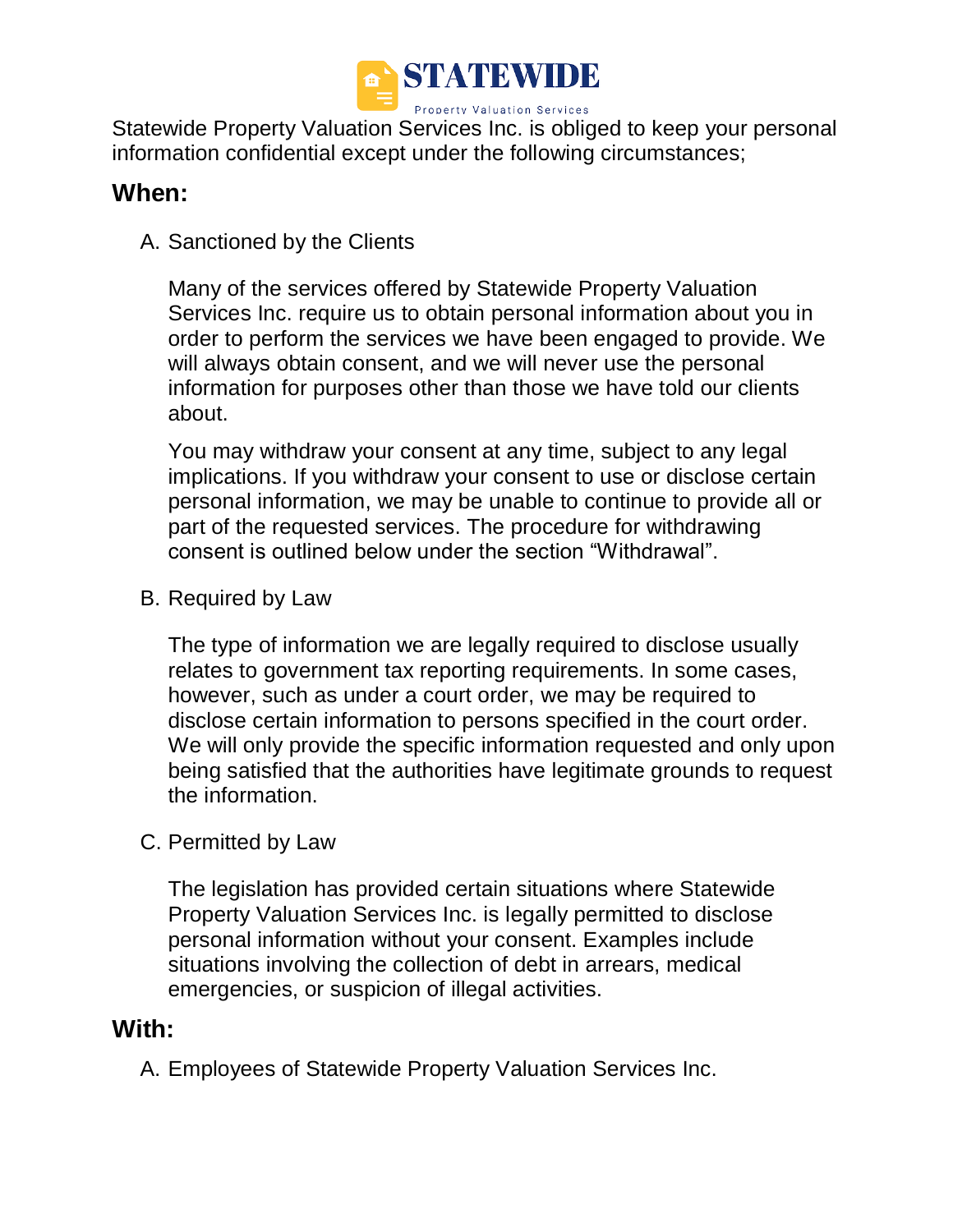Statewide Property Valuation Services Inc. is obliged to keep your personal information confidential except under the following circumstances;

## When:

A. Sanctioned by the Clients

   Many of the services offered by Statewide Property Valuation Services Inc. require us to obtain personal information about you in order to perform the services we have been engaged to provide. We will always obtain consent, and we will never use the personal information for purposes other than those we have told our clients about.

   You may withdraw your consent at any time, subject to any legal implications. If you withdraw your consent to use or disclose certain personal information, we may be unable to continue to provide all or part of the requested services. The procedure for withdrawing consent is outlined below under the section "Withdrawal".

B. Required by Law

   The type of information we are legally required to disclose usually relates to government tax reporting requirements. In some cases, however, such as under a court order, we may be required to disclose certain information to persons specified in the court order. We will only provide the specific information requested and only upon being satisfied that the authorities have legitimate grounds to request the information.

C. Permitted by Law

   The legislation has provided certain situations where Statewide Property Valuation Services Inc. is legally permitted to disclose personal information without your consent. Examples include situations involving the collection of debt in arrears, medical emergencies, or suspicion of illegal activities.

## With:

A. Employees of Statewide Property Valuation Services Inc.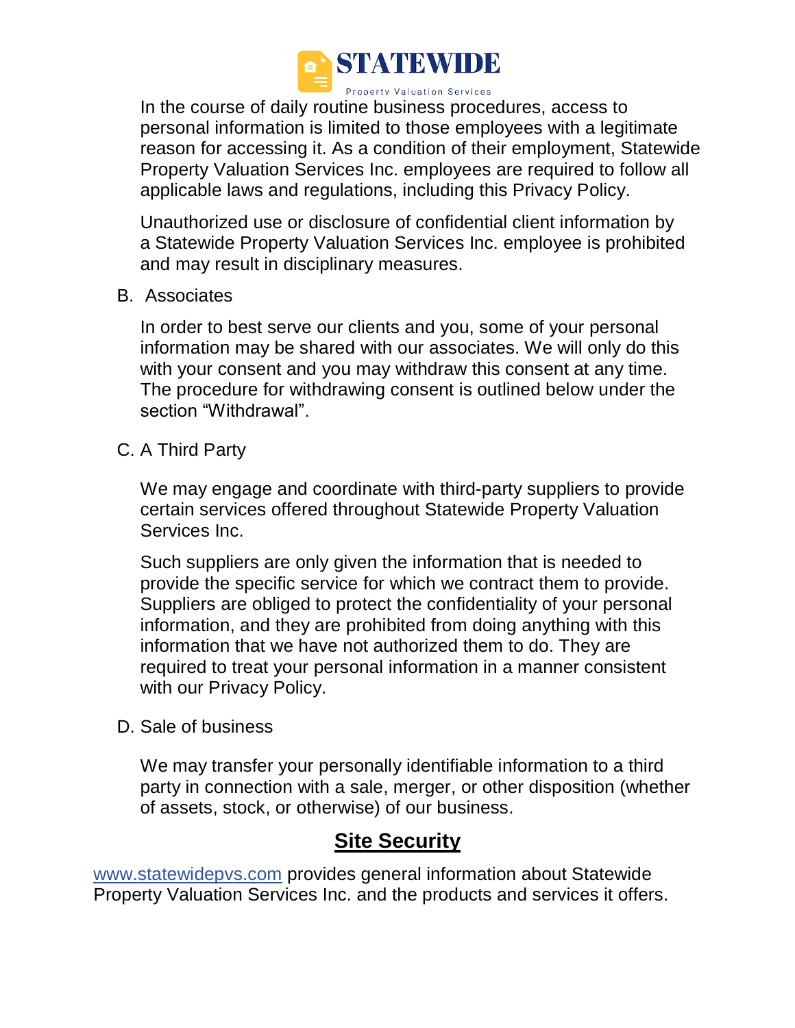In the course of daily routine business procedures, access to personal information is limited to those employees with a legitimate reason for accessing it. As a condition of their employment, Statewide Property Valuation Services Inc. employees are required to follow all applicable laws and regulations, including this Privacy Policy.

Unauthorized use or disclosure of confidential client information by a Statewide Property Valuation Services Inc. employee is prohibited and may result in disciplinary measures.

B. Associates

In order to best serve our clients and you, some of your personal information may be shared with our associates. We will only do this with your consent and you may withdraw this consent at any time. The procedure for withdrawing consent is outlined below under the section “Withdrawal”.

C. A Third Party

We may engage and coordinate with third-party suppliers to provide certain services offered throughout Statewide Property Valuation Services Inc.

Such suppliers are only given the information that is needed to provide the specific service for which we contract them to provide. Suppliers are obliged to protect the confidentiality of your personal information, and they are prohibited from doing anything with this information that we have not authorized them to do. They are required to treat your personal information in a manner consistent with our Privacy Policy.

D. Sale of business

We may transfer your personally identifiable information to a third party in connection with a sale, merger, or other disposition (whether of assets, stock, or otherwise) of our business.

## Site Security

[www.statewidepvs.com](http://www.statewidepvs.com) provides general information about Statewide Property Valuation Services Inc. and the products and services it offers.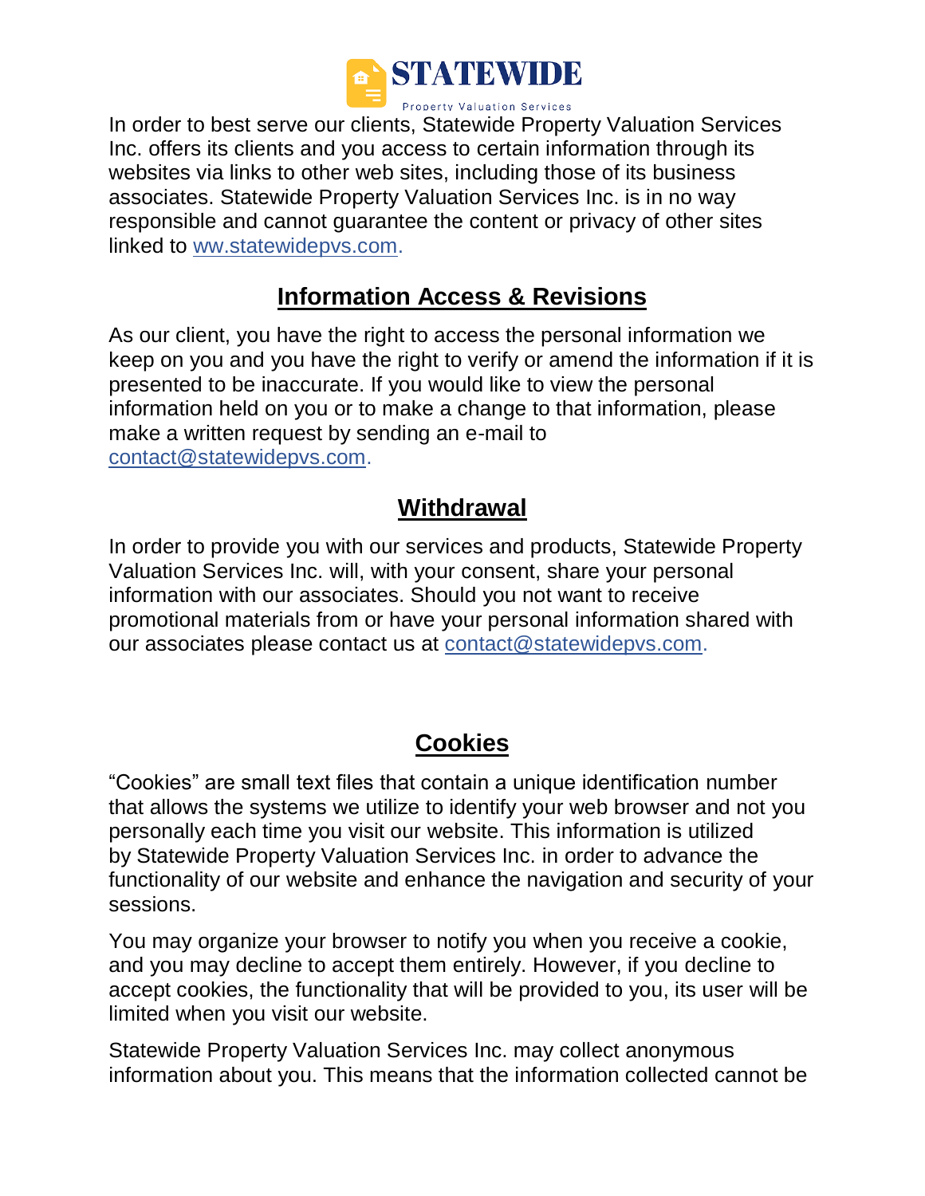In order to best serve our clients, Statewide Property Valuation Services Inc. offers its clients and you access to certain information through its websites via links to other web sites, including those of its business associates. Statewide Property Valuation Services Inc. is in no way responsible and cannot guarantee the content or privacy of other sites linked to ww.statewidepvs.com.

## Information Access & Revisions

As our client, you have the right to access the personal information we keep on you and you have the right to verify or amend the information if it is presented to be inaccurate. If you would like to view the personal information held on you or to make a change to that information, please make a written request by sending an e-mail to contact@statewidepvs.com.

## Withdrawal

In order to provide you with our services and products, Statewide Property Valuation Services Inc. will, with your consent, share your personal information with our associates. Should you not want to receive promotional materials from or have your personal information shared with our associates please contact us at contact@statewidepvs.com.

## Cookies

"Cookies" are small text files that contain a unique identification number that allows the systems we utilize to identify your web browser and not you personally each time you visit our website. This information is utilized by Statewide Property Valuation Services Inc. in order to advance the functionality of our website and enhance the navigation and security of your sessions.

You may organize your browser to notify you when you receive a cookie, and you may decline to accept them entirely. However, if you decline to accept cookies, the functionality that will be provided to you, its user will be limited when you visit our website.

Statewide Property Valuation Services Inc. may collect anonymous information about you. This means that the information collected cannot be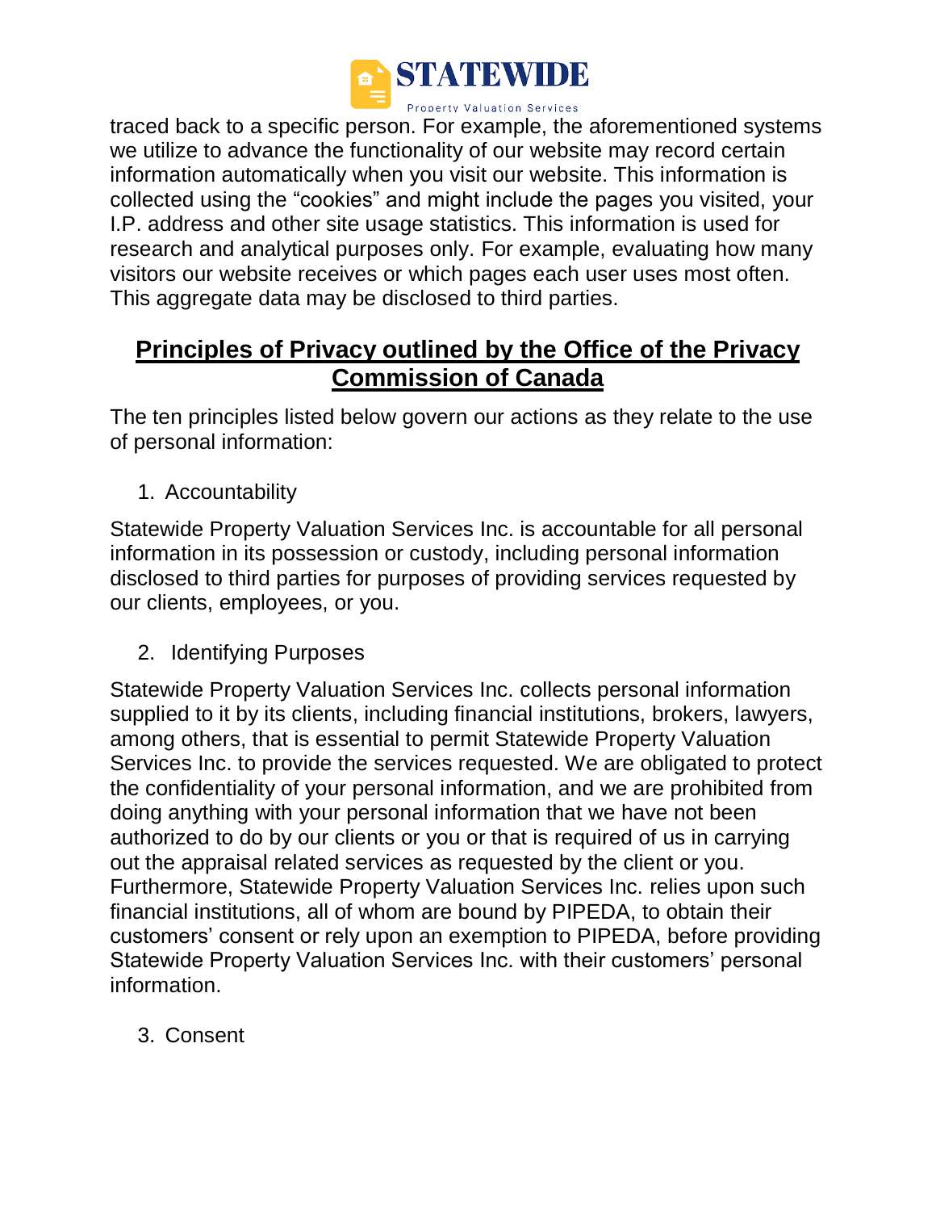traced back to a specific person. For example, the aforementioned systems we utilize to advance the functionality of our website may record certain information automatically when you visit our website. This information is collected using the "cookies" and might include the pages you visited, your I.P. address and other site usage statistics. This information is used for research and analytical purposes only. For example, evaluating how many visitors our website receives or which pages each user uses most often. This aggregate data may be disclosed to third parties.

## **Principles of Privacy outlined by the Office of the Privacy Commission of Canada**

The ten principles listed below govern our actions as they relate to the use of personal information:

1. Accountability

Statewide Property Valuation Services Inc. is accountable for all personal information in its possession or custody, including personal information disclosed to third parties for purposes of providing services requested by our clients, employees, or you.

2. Identifying Purposes

Statewide Property Valuation Services Inc. collects personal information supplied to it by its clients, including financial institutions, brokers, lawyers, among others, that is essential to permit Statewide Property Valuation Services Inc. to provide the services requested. We are obligated to protect the confidentiality of your personal information, and we are prohibited from doing anything with your personal information that we have not been authorized to do by our clients or you or that is required of us in carrying out the appraisal related services as requested by the client or you. Furthermore, Statewide Property Valuation Services Inc. relies upon such financial institutions, all of whom are bound by PIPEDA, to obtain their customers' consent or rely upon an exemption to PIPEDA, before providing Statewide Property Valuation Services Inc. with their customers' personal information.

3. Consent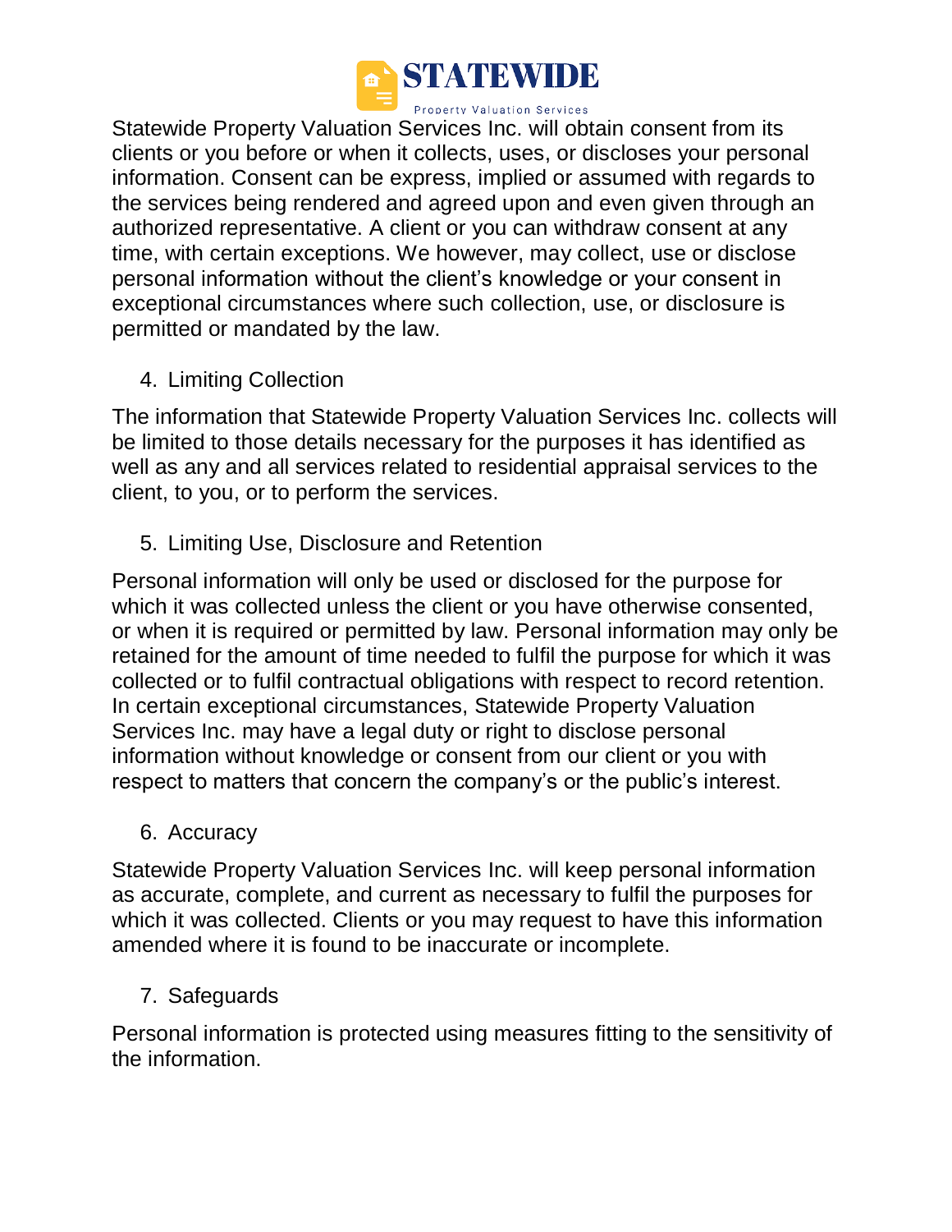Statewide Property Valuation Services Inc. will obtain consent from its clients or you before or when it collects, uses, or discloses your personal information. Consent can be express, implied or assumed with regards to the services being rendered and agreed upon and even given through an authorized representative. A client or you can withdraw consent at any time, with certain exceptions. We however, may collect, use or disclose personal information without the client's knowledge or your consent in exceptional circumstances where such collection, use, or disclosure is permitted or mandated by the law.

4. Limiting Collection

The information that Statewide Property Valuation Services Inc. collects will be limited to those details necessary for the purposes it has identified as well as any and all services related to residential appraisal services to the client, to you, or to perform the services.

5. Limiting Use, Disclosure and Retention

Personal information will only be used or disclosed for the purpose for which it was collected unless the client or you have otherwise consented, or when it is required or permitted by law. Personal information may only be retained for the amount of time needed to fulfil the purpose for which it was collected or to fulfil contractual obligations with respect to record retention. In certain exceptional circumstances, Statewide Property Valuation Services Inc. may have a legal duty or right to disclose personal information without knowledge or consent from our client or you with respect to matters that concern the company's or the public's interest.

6. Accuracy

Statewide Property Valuation Services Inc. will keep personal information as accurate, complete, and current as necessary to fulfil the purposes for which it was collected. Clients or you may request to have this information amended where it is found to be inaccurate or incomplete.

7. Safeguards

Personal information is protected using measures fitting to the sensitivity of the information.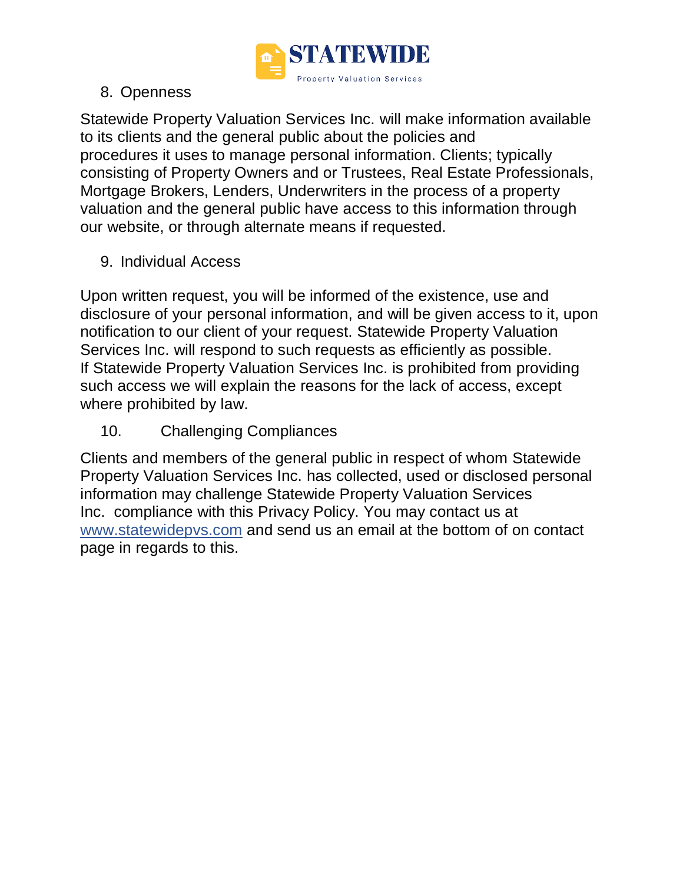8. Openness

Statewide Property Valuation Services Inc. will make information available to its clients and the general public about the policies and procedures it uses to manage personal information. Clients; typically consisting of Property Owners and or Trustees, Real Estate Professionals, Mortgage Brokers, Lenders, Underwriters in the process of a property valuation and the general public have access to this information through our website, or through alternate means if requested.

9. Individual Access

Upon written request, you will be informed of the existence, use and disclosure of your personal information, and will be given access to it, upon notification to our client of your request. Statewide Property Valuation Services Inc. will respond to such requests as efficiently as possible. If Statewide Property Valuation Services Inc. is prohibited from providing such access we will explain the reasons for the lack of access, except where prohibited by law.

10. Challenging Compliances

Clients and members of the general public in respect of whom Statewide Property Valuation Services Inc. has collected, used or disclosed personal information may challenge Statewide Property Valuation Services Inc.  compliance with this Privacy Policy. You may contact us at [www.statewidepvs.com](http://www.statewidepvs.com) and send us an email at the bottom of on contact page in regards to this.